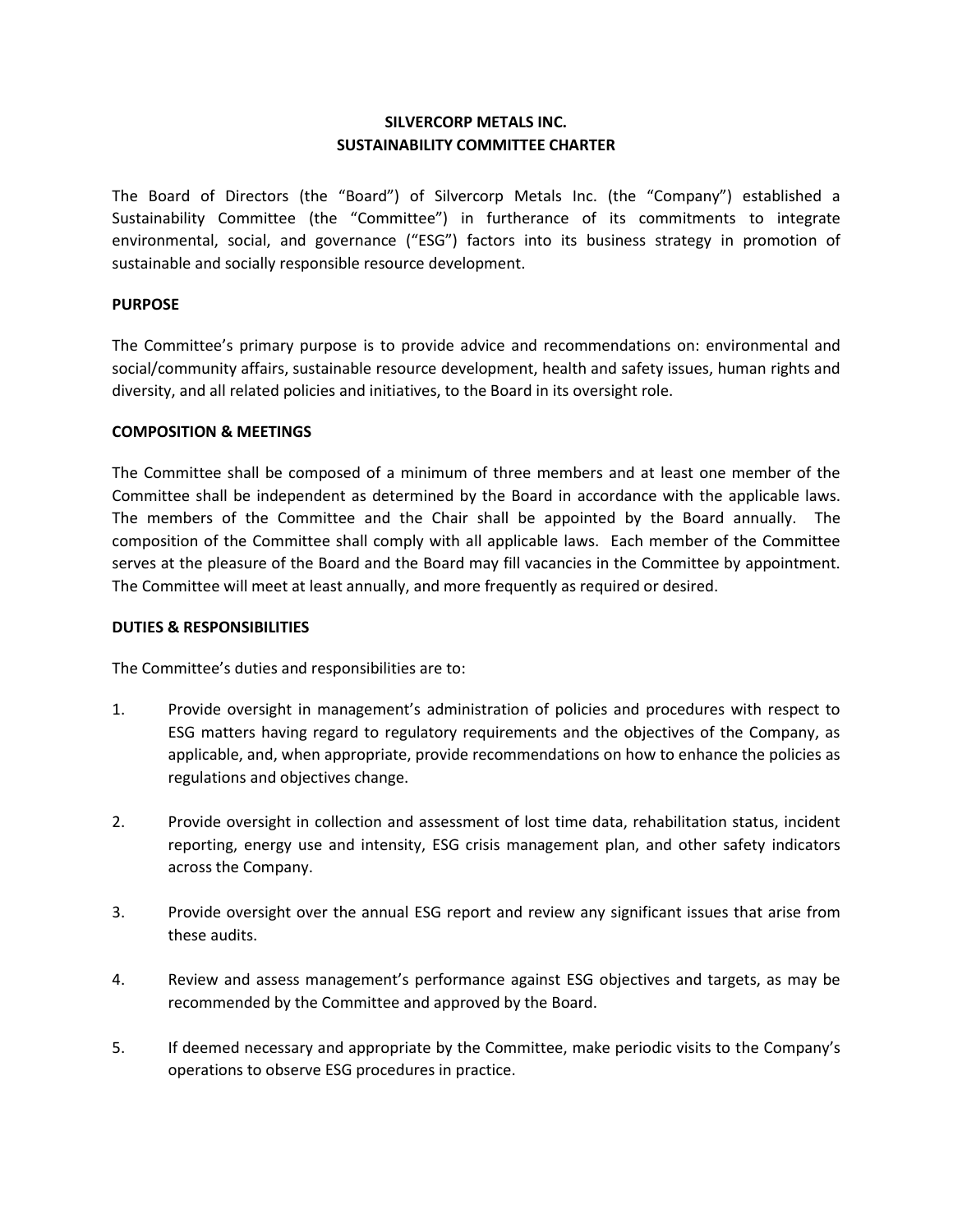# SILVERCORP METALS INC.
# SUSTAINABILITY COMMITTEE CHARTER

The Board of Directors (the "Board") of Silvercorp Metals Inc. (the "Company") established a Sustainability Committee (the "Committee") in furtherance of its commitments to integrate environmental, social, and governance ("ESG") factors into its business strategy in promotion of sustainable and socially responsible resource development.

## PURPOSE

The Committee's primary purpose is to provide advice and recommendations on: environmental and social/community affairs, sustainable resource development, health and safety issues, human rights and diversity, and all related policies and initiatives, to the Board in its oversight role.

## COMPOSITION & MEETINGS

The Committee shall be composed of a minimum of three members and at least one member of the Committee shall be independent as determined by the Board in accordance with the applicable laws. The members of the Committee and the Chair shall be appointed by the Board annually. The composition of the Committee shall comply with all applicable laws. Each member of the Committee serves at the pleasure of the Board and the Board may fill vacancies in the Committee by appointment. The Committee will meet at least annually, and more frequently as required or desired.

## DUTIES & RESPONSIBILITIES

The Committee's duties and responsibilities are to:

1. Provide oversight in management's administration of policies and procedures with respect to ESG matters having regard to regulatory requirements and the objectives of the Company, as applicable, and, when appropriate, provide recommendations on how to enhance the policies as regulations and objectives change.

2. Provide oversight in collection and assessment of lost time data, rehabilitation status, incident reporting, energy use and intensity, ESG crisis management plan, and other safety indicators across the Company.

3. Provide oversight over the annual ESG report and review any significant issues that arise from these audits.

4. Review and assess management's performance against ESG objectives and targets, as may be recommended by the Committee and approved by the Board.

5. If deemed necessary and appropriate by the Committee, make periodic visits to the Company's operations to observe ESG procedures in practice.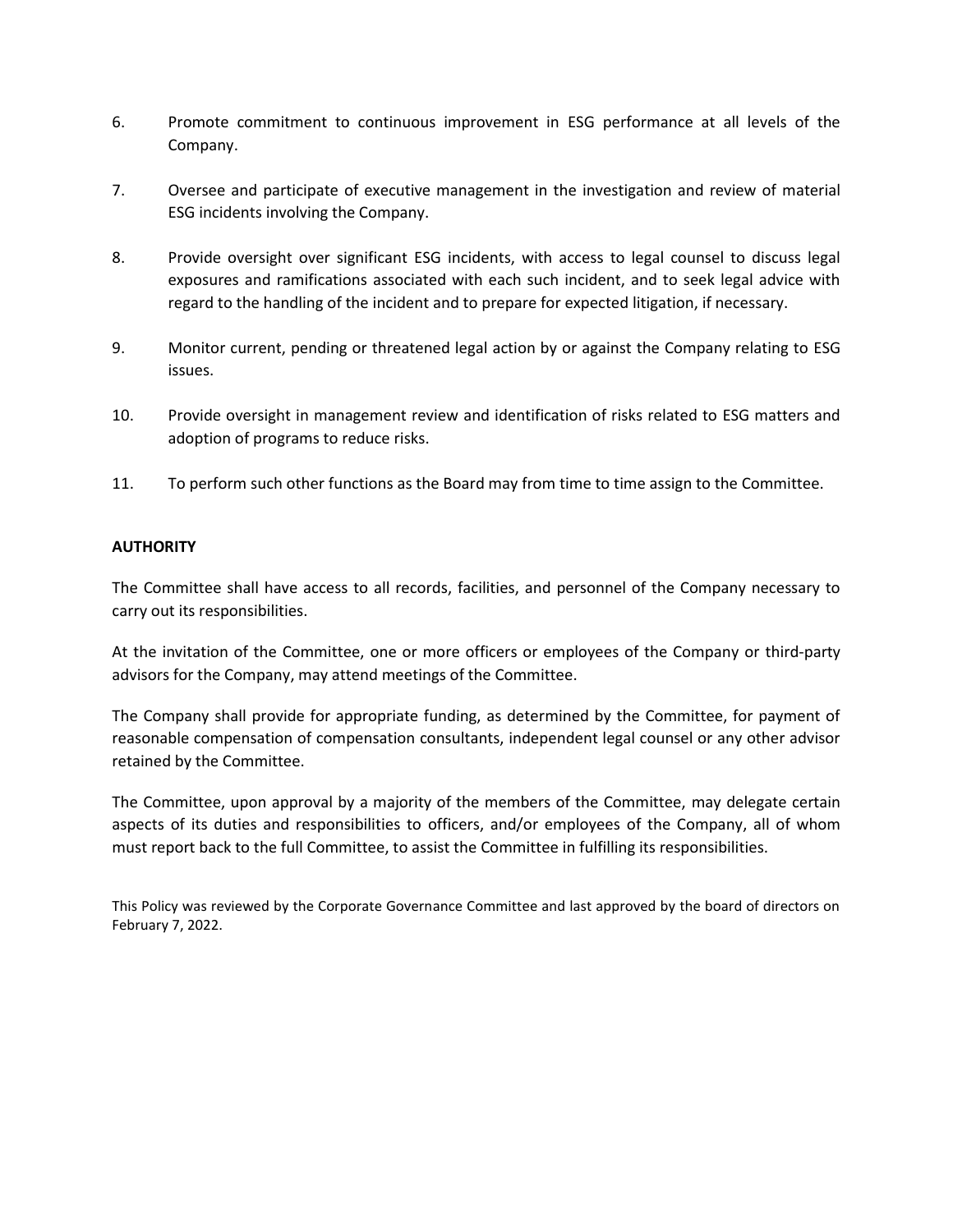6. Promote commitment to continuous improvement in ESG performance at all levels of the Company.

7. Oversee and participate of executive management in the investigation and review of material ESG incidents involving the Company.

8. Provide oversight over significant ESG incidents, with access to legal counsel to discuss legal exposures and ramifications associated with each such incident, and to seek legal advice with regard to the handling of the incident and to prepare for expected litigation, if necessary.

9. Monitor current, pending or threatened legal action by or against the Company relating to ESG issues.

10. Provide oversight in management review and identification of risks related to ESG matters and adoption of programs to reduce risks.

11. To perform such other functions as the Board may from time to time assign to the Committee.

**AUTHORITY**

The Committee shall have access to all records, facilities, and personnel of the Company necessary to carry out its responsibilities.

At the invitation of the Committee, one or more officers or employees of the Company or third-party advisors for the Company, may attend meetings of the Committee.

The Company shall provide for appropriate funding, as determined by the Committee, for payment of reasonable compensation of compensation consultants, independent legal counsel or any other advisor retained by the Committee.

The Committee, upon approval by a majority of the members of the Committee, may delegate certain aspects of its duties and responsibilities to officers, and/or employees of the Company, all of whom must report back to the full Committee, to assist the Committee in fulfilling its responsibilities.

This Policy was reviewed by the Corporate Governance Committee and last approved by the board of directors on February 7, 2022.